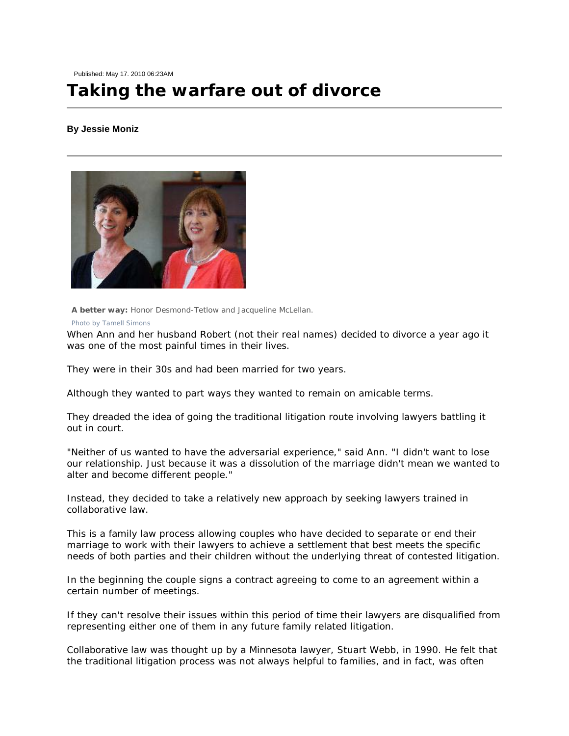Published: May 17. 2010 06:23AM

# Taking the warfare out of divorce

**By Jessie Moniz**

**A better way:** Honor Desmond-Tetlow and Jacqueline McLellan.

Photo by Tamell Simons

When Ann and her husband Robert (not their real names) decided to divorce a year ago it was one of the most painful times in their lives.

They were in their 30s and had been married for two years.

Although they wanted to part ways they wanted to remain on amicable terms.

They dreaded the idea of going the traditional litigation route involving lawyers battling it out in court.

"Neither of us wanted to have the adversarial experience," said Ann. "I didn't want to lose our relationship. Just because it was a dissolution of the marriage didn't mean we wanted to alter and become different people."

Instead, they decided to take a relatively new approach by seeking lawyers trained in collaborative law.

This is a family law process allowing couples who have decided to separate or end their marriage to work with their lawyers to achieve a settlement that best meets the specific needs of both parties and their children without the underlying threat of contested litigation.

In the beginning the couple signs a contract agreeing to come to an agreement within a certain number of meetings.

If they can't resolve their issues within this period of time their lawyers are disqualified from representing either one of them in any future family related litigation.

Collaborative law was thought up by a Minnesota lawyer, Stuart Webb, in 1990. He felt that the traditional litigation process was not always helpful to families, and in fact, was often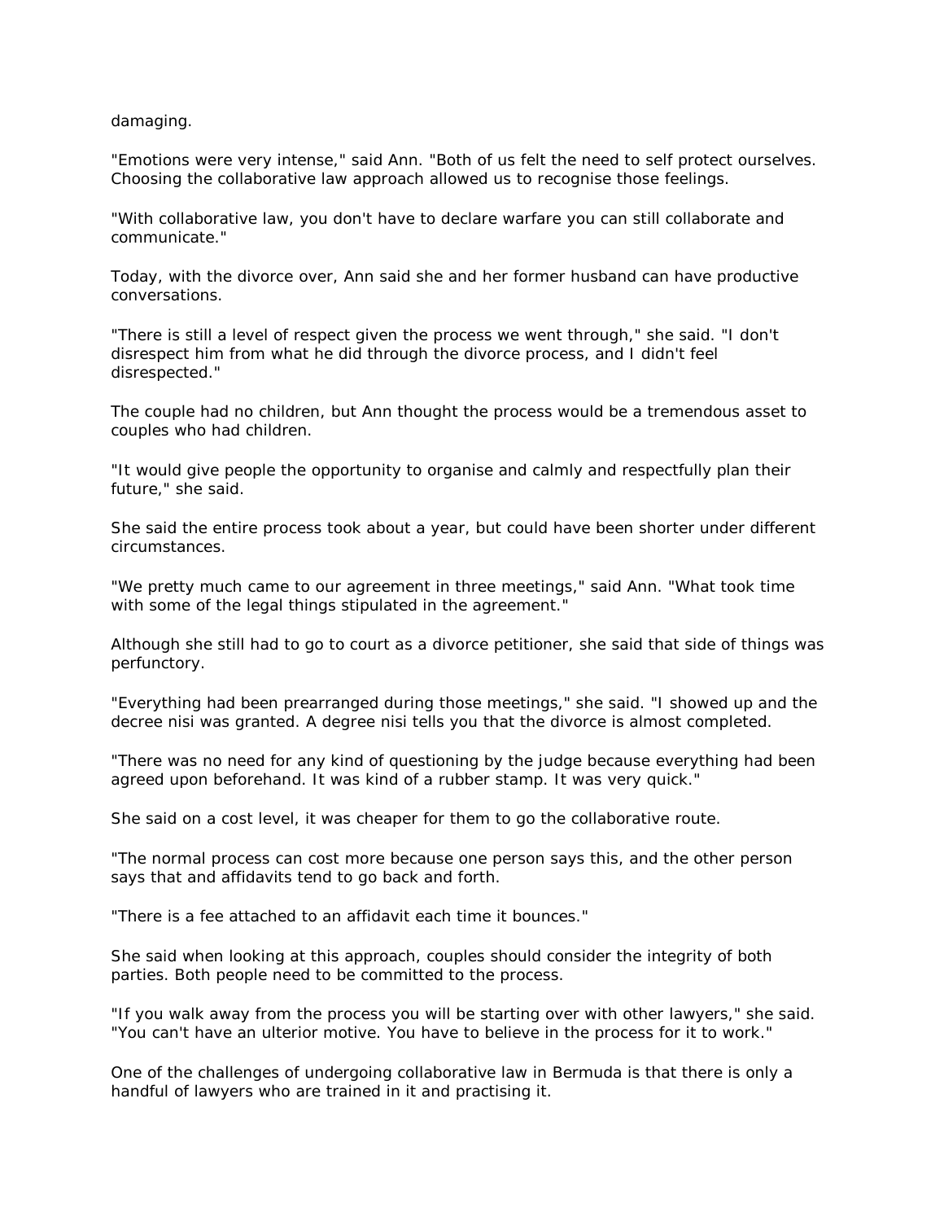damaging.

"Emotions were very intense," said Ann. "Both of us felt the need to self protect ourselves. Choosing the collaborative law approach allowed us to recognise those feelings.

"With collaborative law, you don't have to declare warfare you can still collaborate and communicate."

Today, with the divorce over, Ann said she and her former husband can have productive conversations.

"There is still a level of respect given the process we went through," she said. "I don't disrespect him from what he did through the divorce process, and I didn't feel disrespected."

The couple had no children, but Ann thought the process would be a tremendous asset to couples who had children.

"It would give people the opportunity to organise and calmly and respectfully plan their future," she said.

She said the entire process took about a year, but could have been shorter under different circumstances.

"We pretty much came to our agreement in three meetings," said Ann. "What took time with some of the legal things stipulated in the agreement."

Although she still had to go to court as a divorce petitioner, she said that side of things was perfunctory.

"Everything had been prearranged during those meetings," she said. "I showed up and the decree nisi was granted. A degree nisi tells you that the divorce is almost completed.

"There was no need for any kind of questioning by the judge because everything had been agreed upon beforehand. It was kind of a rubber stamp. It was very quick."

She said on a cost level, it was cheaper for them to go the collaborative route.

"The normal process can cost more because one person says this, and the other person says that and affidavits tend to go back and forth.

"There is a fee attached to an affidavit each time it bounces."

She said when looking at this approach, couples should consider the integrity of both parties. Both people need to be committed to the process.

"If you walk away from the process you will be starting over with other lawyers," she said. "You can't have an ulterior motive. You have to believe in the process for it to work."

One of the challenges of undergoing collaborative law in Bermuda is that there is only a handful of lawyers who are trained in it and practising it.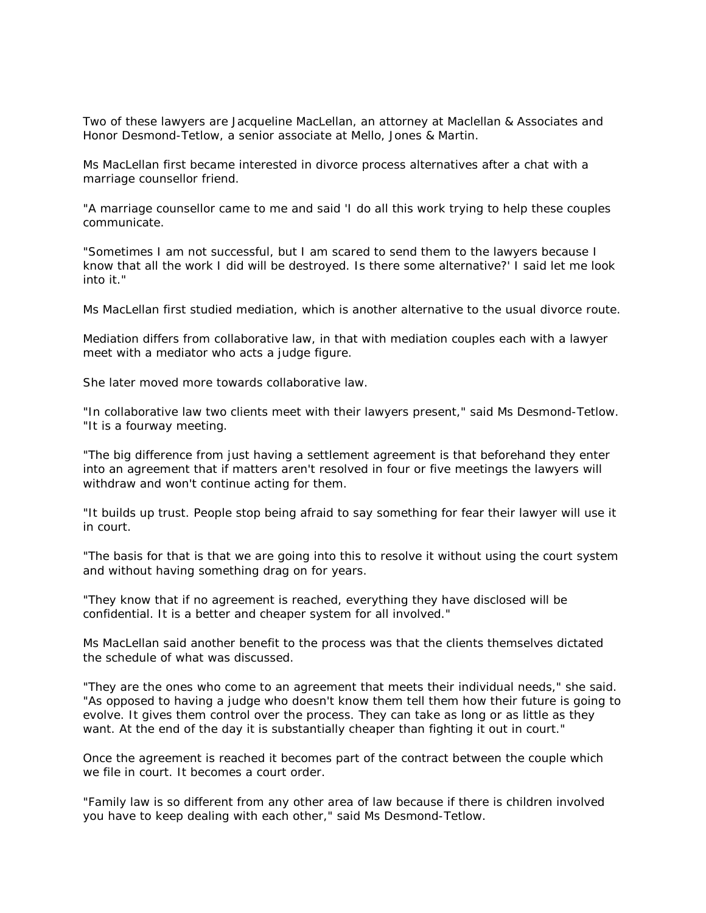Two of these lawyers are Jacqueline MacLellan, an attorney at Maclellan & Associates and Honor Desmond-Tetlow, a senior associate at Mello, Jones & Martin.

Ms MacLellan first became interested in divorce process alternatives after a chat with a marriage counsellor friend.

"A marriage counsellor came to me and said 'I do all this work trying to help these couples communicate.

"Sometimes I am not successful, but I am scared to send them to the lawyers because I know that all the work I did will be destroyed. Is there some alternative?' I said let me look into it."

Ms MacLellan first studied mediation, which is another alternative to the usual divorce route.

Mediation differs from collaborative law, in that with mediation couples each with a lawyer meet with a mediator who acts a judge figure.

She later moved more towards collaborative law.

"In collaborative law two clients meet with their lawyers present," said Ms Desmond-Tetlow. "It is a fourway meeting.

"The big difference from just having a settlement agreement is that beforehand they enter into an agreement that if matters aren't resolved in four or five meetings the lawyers will withdraw and won't continue acting for them.

"It builds up trust. People stop being afraid to say something for fear their lawyer will use it in court.

"The basis for that is that we are going into this to resolve it without using the court system and without having something drag on for years.

"They know that if no agreement is reached, everything they have disclosed will be confidential. It is a better and cheaper system for all involved."

Ms MacLellan said another benefit to the process was that the clients themselves dictated the schedule of what was discussed.

"They are the ones who come to an agreement that meets their individual needs," she said. "As opposed to having a judge who doesn't know them tell them how their future is going to evolve. It gives them control over the process. They can take as long or as little as they want. At the end of the day it is substantially cheaper than fighting it out in court."

Once the agreement is reached it becomes part of the contract between the couple which we file in court. It becomes a court order.

"Family law is so different from any other area of law because if there is children involved you have to keep dealing with each other," said Ms Desmond-Tetlow.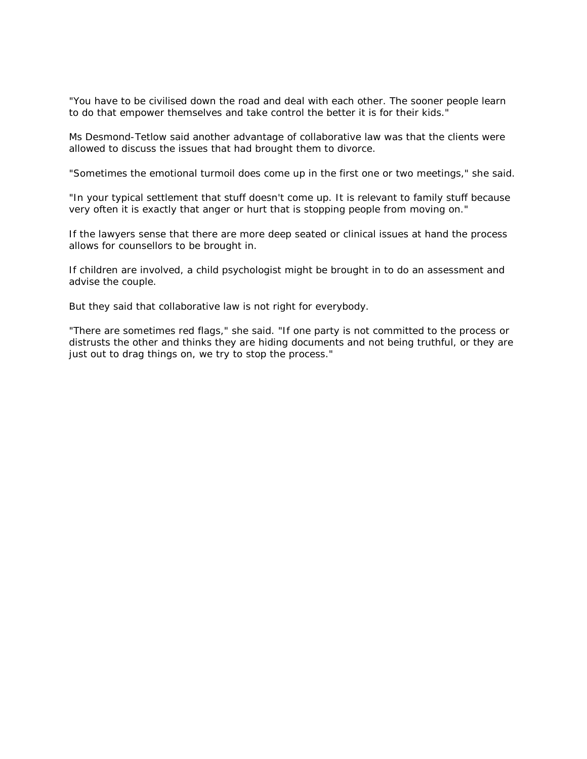"You have to be civilised down the road and deal with each other. The sooner people learn to do that empower themselves and take control the better it is for their kids."

Ms Desmond-Tetlow said another advantage of collaborative law was that the clients were allowed to discuss the issues that had brought them to divorce.

"Sometimes the emotional turmoil does come up in the first one or two meetings," she said.

"In your typical settlement that stuff doesn't come up. It is relevant to family stuff because very often it is exactly that anger or hurt that is stopping people from moving on."

If the lawyers sense that there are more deep seated or clinical issues at hand the process allows for counsellors to be brought in.

If children are involved, a child psychologist might be brought in to do an assessment and advise the couple.

But they said that collaborative law is not right for everybody.

"There are sometimes red flags," she said. "If one party is not committed to the process or distrusts the other and thinks they are hiding documents and not being truthful, or they are just out to drag things on, we try to stop the process."